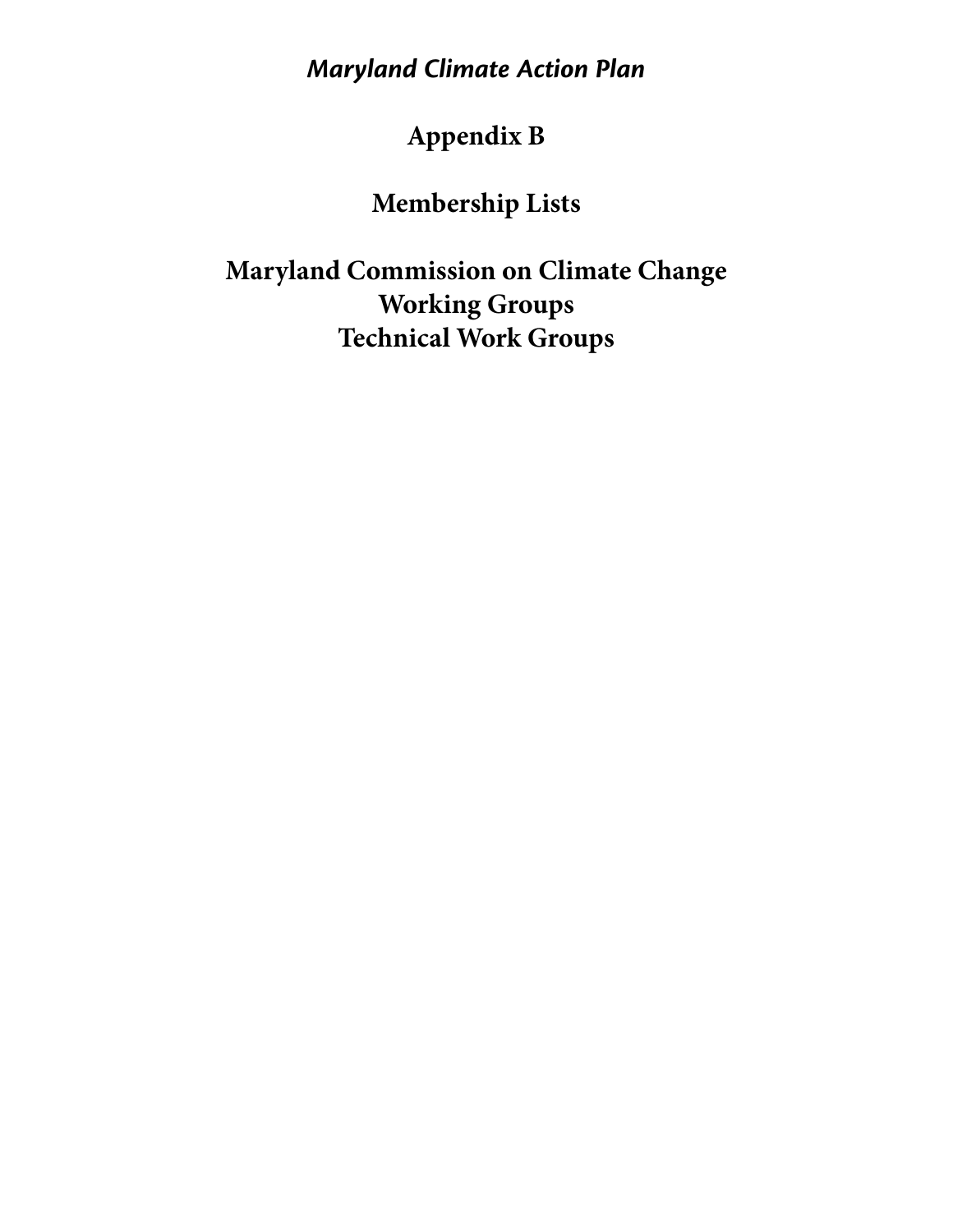*Maryland Climate Action Plan*

# Appendix B

# Membership Lists

# Maryland Commission on Climate Change
# Working Groups
# Technical Work Groups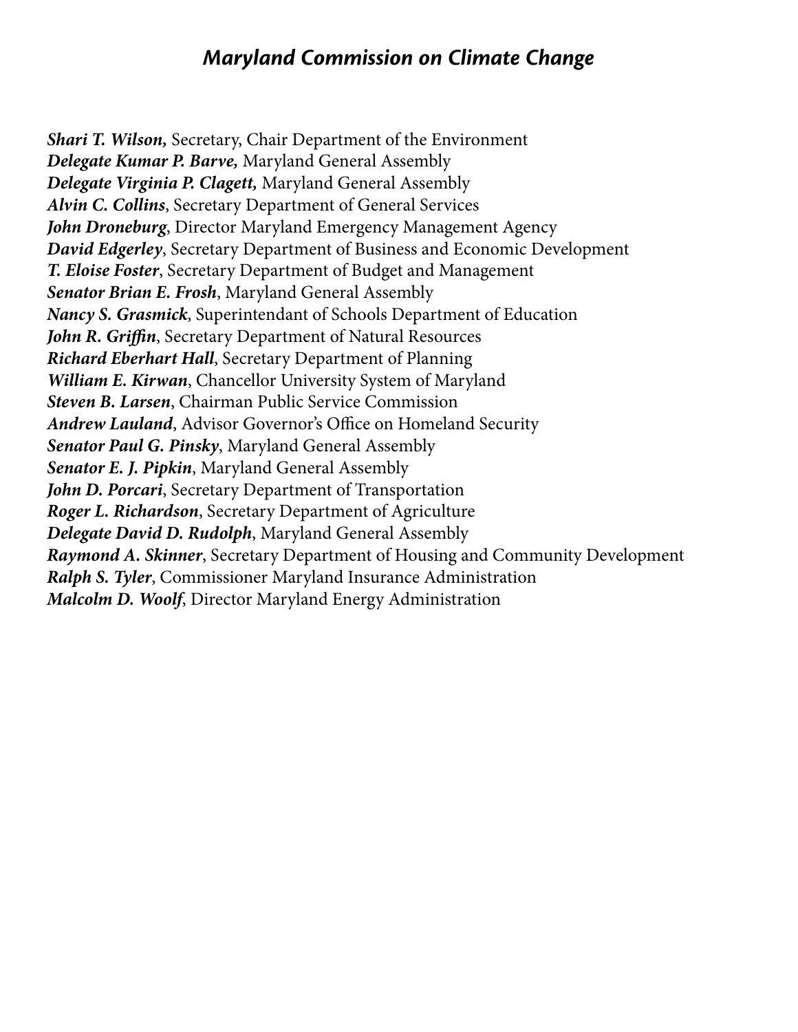## *Maryland Commission on Climate Change*

***Shari T. Wilson,*** Secretary, Chair Department of the Environment  
***Delegate Kumar P. Barve,*** Maryland General Assembly  
***Delegate Virginia P. Clagett,*** Maryland General Assembly  
***Alvin C. Collins***, Secretary Department of General Services  
***John Droneburg***, Director Maryland Emergency Management Agency  
***David Edgerley***, Secretary Department of Business and Economic Development  
***T. Eloise Foster***, Secretary Department of Budget and Management  
***Senator Brian E. Frosh***, Maryland General Assembly  
***Nancy S. Grasmick***, Superintendant of Schools Department of Education  
***John R. Griffin***, Secretary Department of Natural Resources  
***Richard Eberhart Hall***, Secretary Department of Planning  
***William E. Kirwan***, Chancellor University System of Maryland  
***Steven B. Larsen***, Chairman Public Service Commission  
***Andrew Lauland***, Advisor Governor's Office on Homeland Security  
***Senator Paul G. Pinsky***, Maryland General Assembly  
***Senator E. J. Pipkin***, Maryland General Assembly  
***John D. Porcari***, Secretary Department of Transportation  
***Roger L. Richardson***, Secretary Department of Agriculture  
***Delegate David D. Rudolph***, Maryland General Assembly  
***Raymond A. Skinner***, Secretary Department of Housing and Community Development  
***Ralph S. Tyler***, Commissioner Maryland Insurance Administration  
***Malcolm D. Woolf***, Director Maryland Energy Administration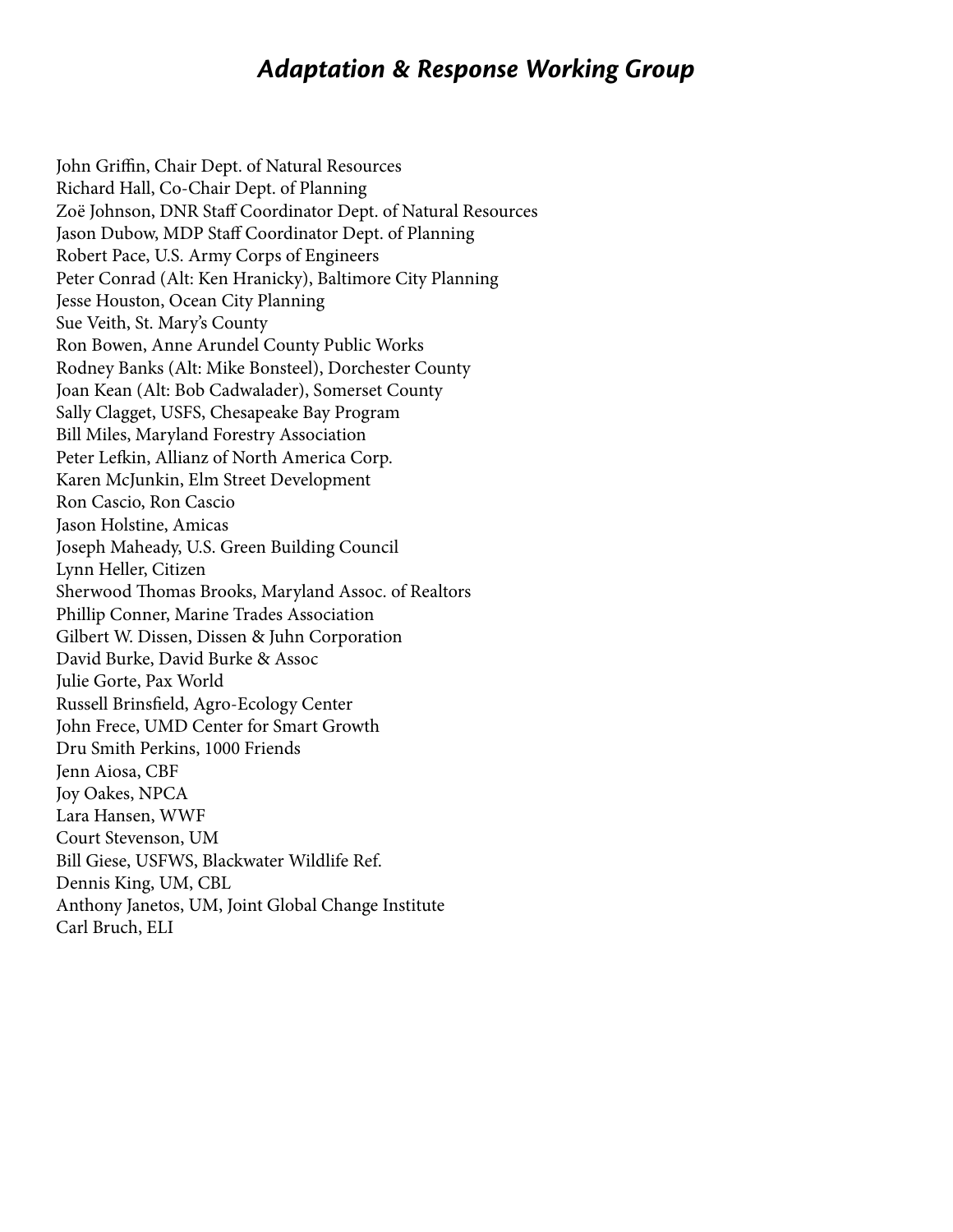## *Adaptation & Response Working Group*

John Griffin, Chair Dept. of Natural Resources
Richard Hall, Co-Chair Dept. of Planning
Zoë Johnson, DNR Staff Coordinator Dept. of Natural Resources
Jason Dubow, MDP Staff Coordinator Dept. of Planning
Robert Pace, U.S. Army Corps of Engineers
Peter Conrad (Alt: Ken Hranicky), Baltimore City Planning
Jesse Houston, Ocean City Planning
Sue Veith, St. Mary's County
Ron Bowen, Anne Arundel County Public Works
Rodney Banks (Alt: Mike Bonsteel), Dorchester County
Joan Kean (Alt: Bob Cadwalader), Somerset County
Sally Clagget, USFS, Chesapeake Bay Program
Bill Miles, Maryland Forestry Association
Peter Lefkin, Allianz of North America Corp.
Karen McJunkin, Elm Street Development
Ron Cascio, Ron Cascio
Jason Holstine, Amicas
Joseph Maheady, U.S. Green Building Council
Lynn Heller, Citizen
Sherwood Thomas Brooks, Maryland Assoc. of Realtors
Phillip Conner, Marine Trades Association
Gilbert W. Dissen, Dissen & Juhn Corporation
David Burke, David Burke & Assoc
Julie Gorte, Pax World
Russell Brinsfield, Agro-Ecology Center
John Frece, UMD Center for Smart Growth
Dru Smith Perkins, 1000 Friends
Jenn Aiosa, CBF
Joy Oakes, NPCA
Lara Hansen, WWF
Court Stevenson, UM
Bill Giese, USFWS, Blackwater Wildlife Ref.
Dennis King, UM, CBL
Anthony Janetos, UM, Joint Global Change Institute
Carl Bruch, ELI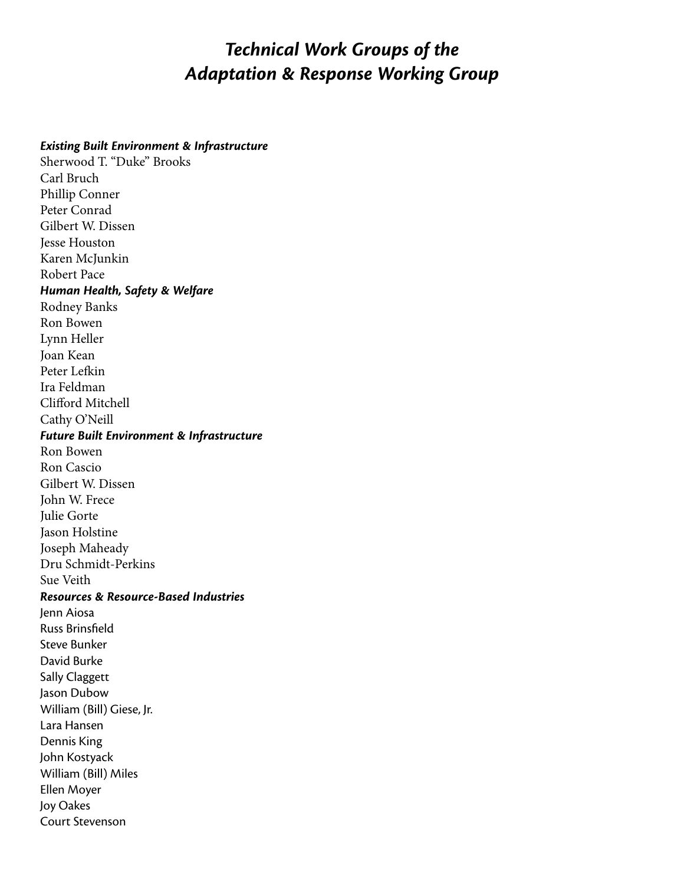# *Technical Work Groups of the Adaptation & Response Working Group*

***Existing Built Environment & Infrastructure***

Sherwood T. "Duke" Brooks
Carl Bruch
Phillip Conner
Peter Conrad
Gilbert W. Dissen
Jesse Houston
Karen McJunkin
Robert Pace

***Human Health, Safety & Welfare***

Rodney Banks
Ron Bowen
Lynn Heller
Joan Kean
Peter Lefkin
Ira Feldman
Clifford Mitchell
Cathy O'Neill

***Future Built Environment & Infrastructure***

Ron Bowen
Ron Cascio
Gilbert W. Dissen
John W. Frece
Julie Gorte
Jason Holstine
Joseph Maheady
Dru Schmidt-Perkins
Sue Veith

***Resources & Resource-Based Industries***

Jenn Aiosa
Russ Brinsfield
Steve Bunker
David Burke
Sally Claggett
Jason Dubow
William (Bill) Giese, Jr.
Lara Hansen
Dennis King
John Kostyack
William (Bill) Miles
Ellen Moyer
Joy Oakes
Court Stevenson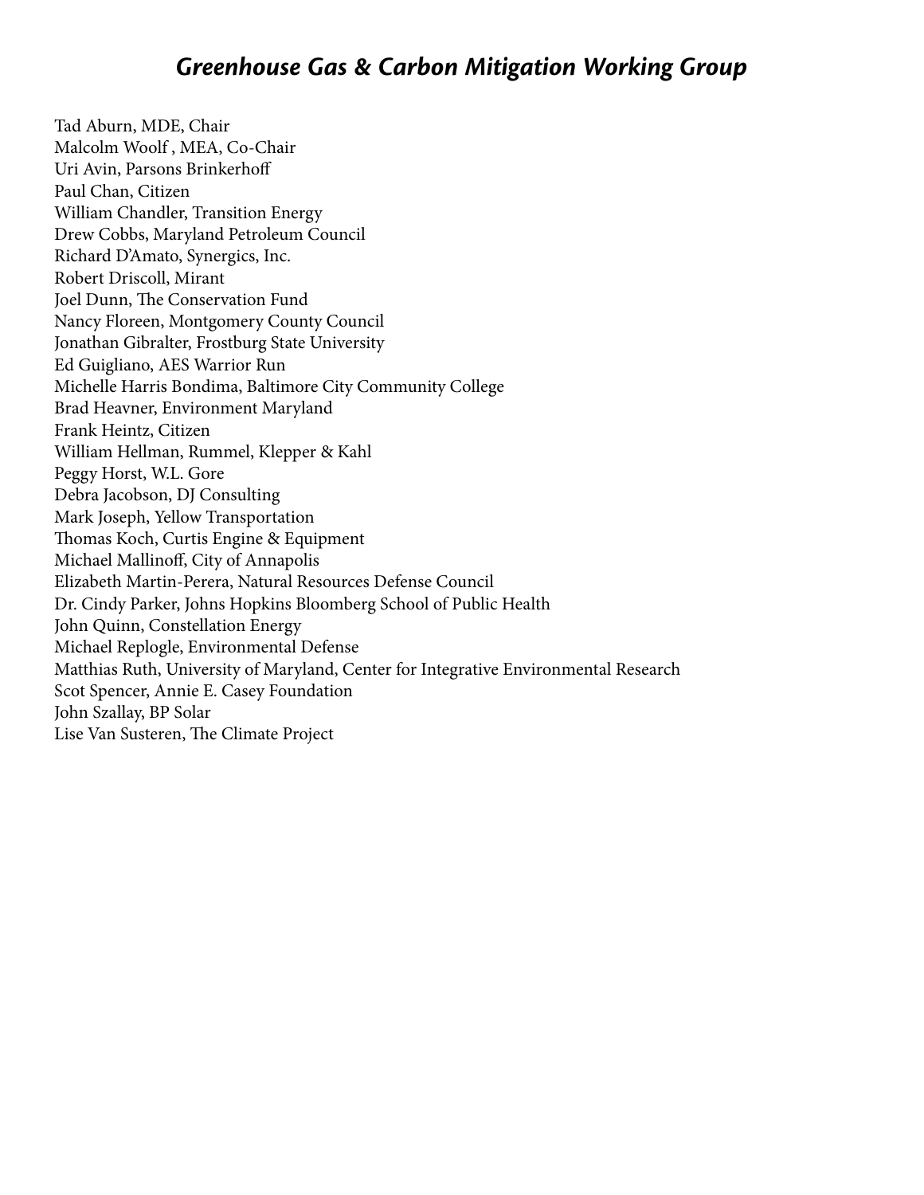## *Greenhouse Gas & Carbon Mitigation Working Group*

Tad Aburn, MDE, Chair
Malcolm Woolf , MEA, Co-Chair
Uri Avin, Parsons Brinkerhoff
Paul Chan, Citizen
William Chandler, Transition Energy
Drew Cobbs, Maryland Petroleum Council
Richard D'Amato, Synergics, Inc.
Robert Driscoll, Mirant
Joel Dunn, The Conservation Fund
Nancy Floreen, Montgomery County Council
Jonathan Gibralter, Frostburg State University
Ed Guigliano, AES Warrior Run
Michelle Harris Bondima, Baltimore City Community College
Brad Heavner, Environment Maryland
Frank Heintz, Citizen
William Hellman, Rummel, Klepper & Kahl
Peggy Horst, W.L. Gore
Debra Jacobson, DJ Consulting
Mark Joseph, Yellow Transportation
Thomas Koch, Curtis Engine & Equipment
Michael Mallinoff, City of Annapolis
Elizabeth Martin-Perera, Natural Resources Defense Council
Dr. Cindy Parker, Johns Hopkins Bloomberg School of Public Health
John Quinn, Constellation Energy
Michael Replogle, Environmental Defense
Matthias Ruth, University of Maryland, Center for Integrative Environmental Research
Scot Spencer, Annie E. Casey Foundation
John Szallay, BP Solar
Lise Van Susteren, The Climate Project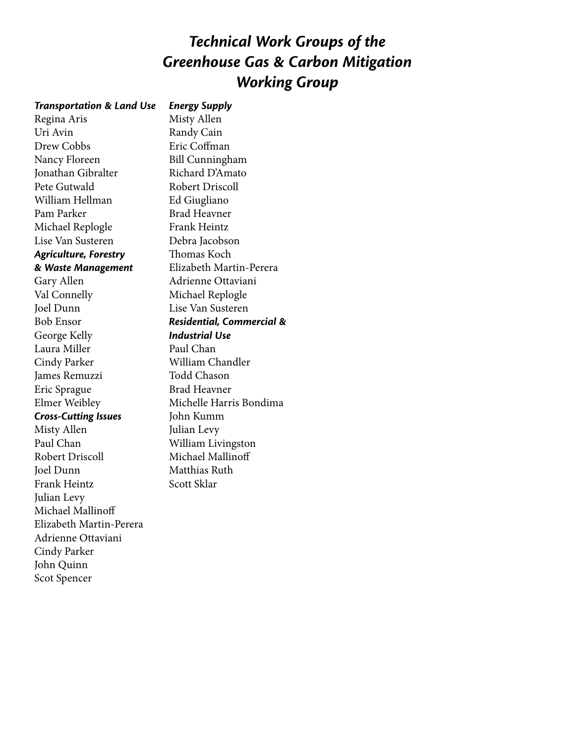# *Technical Work Groups of the Greenhouse Gas & Carbon Mitigation Working Group*

***Transportation & Land Use***

Regina Aris
Uri Avin
Drew Cobbs
Nancy Floreen
Jonathan Gibralter
Pete Gutwald
William Hellman
Pam Parker
Michael Replogle
Lise Van Susteren

***Agriculture, Forestry & Waste Management***

Gary Allen
Val Connelly
Joel Dunn
Bob Ensor
George Kelly
Laura Miller
Cindy Parker
James Remuzzi
Eric Sprague
Elmer Weibley

***Cross-Cutting Issues***

Misty Allen
Paul Chan
Robert Driscoll
Joel Dunn
Frank Heintz
Julian Levy
Michael Mallinoff
Elizabeth Martin-Perera
Adrienne Ottaviani
Cindy Parker
John Quinn
Scot Spencer

***Energy Supply***

Misty Allen
Randy Cain
Eric Coffman
Bill Cunningham
Richard D'Amato
Robert Driscoll
Ed Giugliano
Brad Heavner
Frank Heintz
Debra Jacobson
Thomas Koch
Elizabeth Martin-Perera
Adrienne Ottaviani
Michael Replogle
Lise Van Susteren

***Residential, Commercial & Industrial Use***

Paul Chan
William Chandler
Todd Chason
Brad Heavner
Michelle Harris Bondima
John Kumm
Julian Levy
William Livingston
Michael Mallinoff
Matthias Ruth
Scott Sklar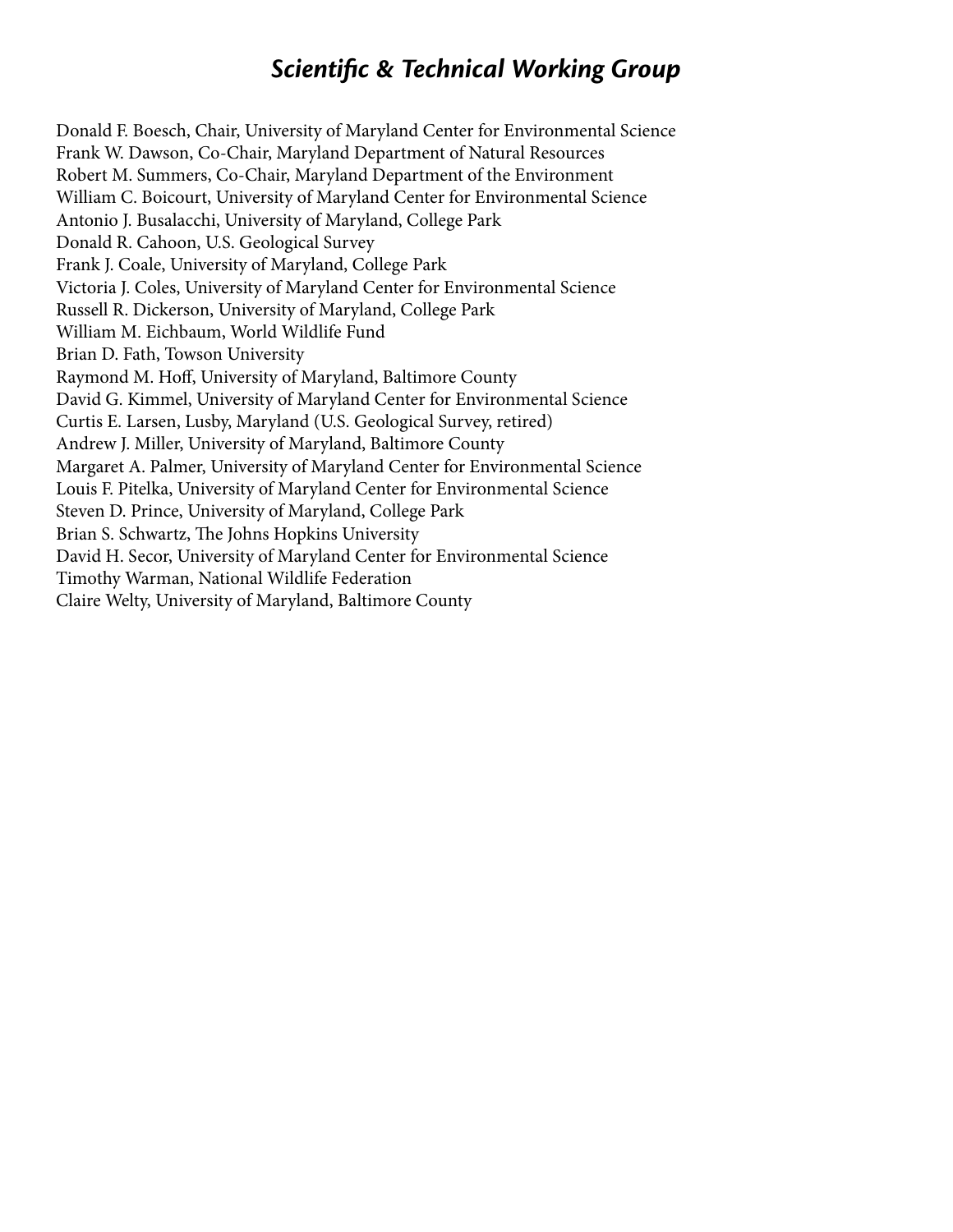## *Scientific & Technical Working Group*

Donald F. Boesch, Chair, University of Maryland Center for Environmental Science
Frank W. Dawson, Co-Chair, Maryland Department of Natural Resources
Robert M. Summers, Co-Chair, Maryland Department of the Environment
William C. Boicourt, University of Maryland Center for Environmental Science
Antonio J. Busalacchi, University of Maryland, College Park
Donald R. Cahoon, U.S. Geological Survey
Frank J. Coale, University of Maryland, College Park
Victoria J. Coles, University of Maryland Center for Environmental Science
Russell R. Dickerson, University of Maryland, College Park
William M. Eichbaum, World Wildlife Fund
Brian D. Fath, Towson University
Raymond M. Hoff, University of Maryland, Baltimore County
David G. Kimmel, University of Maryland Center for Environmental Science
Curtis E. Larsen, Lusby, Maryland (U.S. Geological Survey, retired)
Andrew J. Miller, University of Maryland, Baltimore County
Margaret A. Palmer, University of Maryland Center for Environmental Science
Louis F. Pitelka, University of Maryland Center for Environmental Science
Steven D. Prince, University of Maryland, College Park
Brian S. Schwartz, The Johns Hopkins University
David H. Secor, University of Maryland Center for Environmental Science
Timothy Warman, National Wildlife Federation
Claire Welty, University of Maryland, Baltimore County